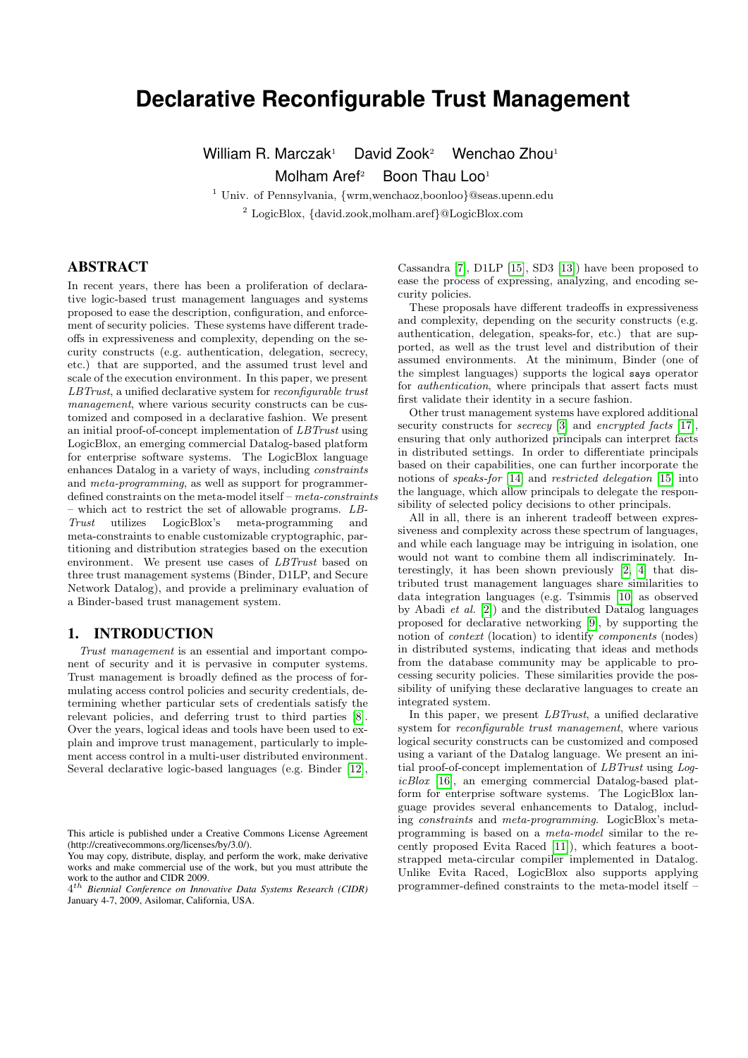# Declarative Reconfigurable Trust Management

William R. Marczak[1] David Zook[2] Wenchao Zhou[1]
Molham Aref[2] Boon Thau Loo[1]

[1] Univ. of Pennsylvania, {wrm,wenchaoz,boonloo}@seas.upenn.edu

[2] LogicBlox, {david.zook,molham.aref}@LogicBlox.com

## ABSTRACT

In recent years, there has been a proliferation of declarative logic-based trust management languages and systems proposed to ease the description, configuration, and enforcement of security policies. These systems have different tradeoffs in expressiveness and complexity, depending on the security constructs (e.g. authentication, delegation, secrecy, etc.) that are supported, and the assumed trust level and scale of the execution environment. In this paper, we present *LBTrust*, a unified declarative system for *reconfigurable trust management*, where various security constructs can be customized and composed in a declarative fashion. We present an initial proof-of-concept implementation of *LBTrust* using LogicBlox, an emerging commercial Datalog-based platform for enterprise software systems. The LogicBlox language enhances Datalog in a variety of ways, including *constraints* and *meta-programming*, as well as support for programmer-defined constraints on the meta-model itself – *meta-constraints* – which act to restrict the set of allowable programs. *LBTrust* utilizes LogicBlox's meta-programming and meta-constraints to enable customizable cryptographic, partitioning and distribution strategies based on the execution environment. We present use cases of *LBTrust* based on three trust management systems (Binder, D1LP, and Secure Network Datalog), and provide a preliminary evaluation of a Binder-based trust management system.

## 1. INTRODUCTION

*Trust management* is an essential and important component of security and it is pervasive in computer systems. Trust management is broadly defined as the process of formulating access control policies and security credentials, determining whether particular sets of credentials satisfy the relevant policies, and deferring trust to third parties [8]. Over the years, logical ideas and tools have been used to explain and improve trust management, particularly to implement access control in a multi-user distributed environment. Several declarative logic-based languages (e.g. Binder [12], Cassandra [7], D1LP [15], SD3 [13]) have been proposed to ease the process of expressing, analyzing, and encoding security policies.

These proposals have different tradeoffs in expressiveness and complexity, depending on the security constructs (e.g. authentication, delegation, speaks-for, etc.) that are supported, as well as the trust level and distribution of their assumed environments. At the minimum, Binder (one of the simplest languages) supports the logical `says` operator for *authentication*, where principals that assert facts must first validate their identity in a secure fashion.

Other trust management systems have explored additional security constructs for *secrecy* [3] and *encrypted facts* [17], ensuring that only authorized principals can interpret facts in distributed settings. In order to differentiate principals based on their capabilities, one can further incorporate the notions of *speaks-for* [14] and *restricted delegation* [15] into the language, which allow principals to delegate the responsibility of selected policy decisions to other principals.

All in all, there is an inherent tradeoff between expressiveness and complexity across these spectrum of languages, and while each language may be intriguing in isolation, one would not want to combine them all indiscriminately. Interestingly, it has been shown previously [2, 4] that distributed trust management languages share similarities to data integration languages (e.g. Tsimmis [10] as observed by Abadi *et al.* [2]) and the distributed Datalog languages proposed for declarative networking [9], by supporting the notion of *context* (location) to identify *components* (nodes) in distributed systems, indicating that ideas and methods from the database community may be applicable to processing security policies. These similarities provide the possibility of unifying these declarative languages to create an integrated system.

In this paper, we present *LBTrust*, a unified declarative system for *reconfigurable trust management*, where various logical security constructs can be customized and composed using a variant of the Datalog language. We present an initial proof-of-concept implementation of *LBTrust* using *LogicBlox* [16], an emerging commercial Datalog-based platform for enterprise software systems. The LogicBlox language provides several enhancements to Datalog, including *constraints* and *meta-programming*. LogicBlox's meta-programming is based on a *meta-model* similar to the recently proposed Evita Raced [11]), which features a bootstrapped meta-circular compiler implemented in Datalog. Unlike Evita Raced, LogicBlox also supports applying programmer-defined constraints to the meta-model itself –

This article is published under a Creative Commons License Agreement (http://creativecommons.org/licenses/by/3.0/).
You may copy, distribute, display, and perform the work, make derivative works and make commercial use of the work, but you must attribute the work to the author and CIDR 2009.
*4th Biennial Conference on Innovative Data Systems Research (CIDR)* January 4-7, 2009, Asilomar, California, USA.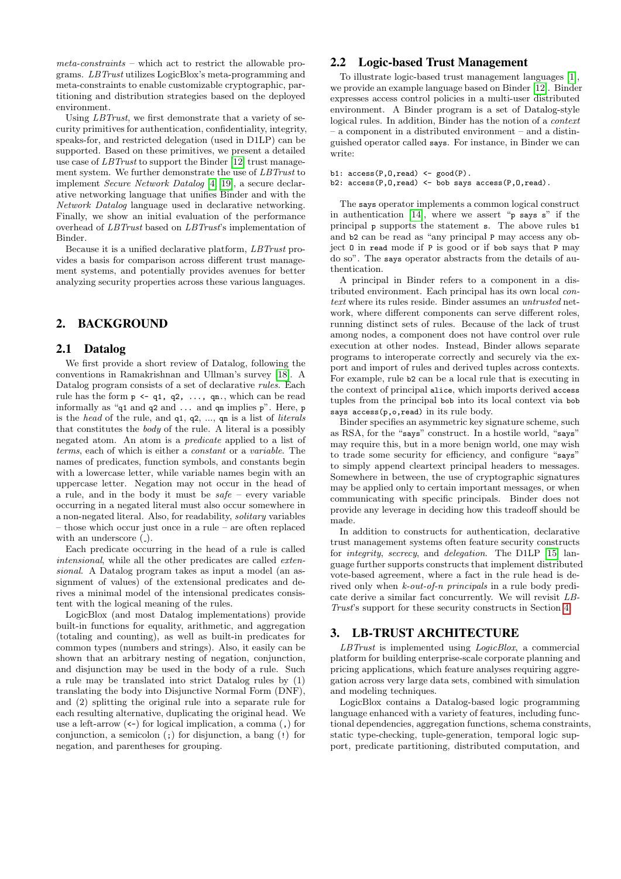*meta-constraints* – which act to restrict the allowable programs. *LBTrust* utilizes LogicBlox's meta-programming and meta-constraints to enable customizable cryptographic, partitioning and distribution strategies based on the deployed environment.

Using *LBTrust*, we first demonstrate that a variety of security primitives for authentication, confidentiality, integrity, speaks-for, and restricted delegation (used in D1LP) can be supported. Based on these primitives, we present a detailed use case of *LBTrust* to support the Binder [12] trust management system. We further demonstrate the use of *LBTrust* to implement *Secure Network Datalog* [4, 19], a secure declarative networking language that unifies Binder and with the *Network Datalog* language used in declarative networking. Finally, we show an initial evaluation of the performance overhead of *LBTrust* based on *LBTrust*'s implementation of Binder.

Because it is a unified declarative platform, *LBTrust* provides a basis for comparison across different trust management systems, and potentially provides avenues for better analyzing security properties across these various languages.

## 2. BACKGROUND

### 2.1 Datalog

We first provide a short review of Datalog, following the conventions in Ramakrishnan and Ullman's survey [18]. A Datalog program consists of a set of declarative *rules*. Each rule has the form `p <- q1, q2, ..., qn.`, which can be read informally as "`q1` and `q2` and ... and `qn` implies `p`". Here, `p` is the *head* of the rule, and `q1`, `q2`, ..., `qn` is a list of *literals* that constitutes the *body* of the rule. A literal is a possibly negated atom. An atom is a *predicate* applied to a list of *terms*, each of which is either a *constant* or a *variable*. The names of predicates, function symbols, and constants begin with a lowercase letter, while variable names begin with an uppercase letter. Negation may not occur in the head of a rule, and in the body it must be *safe* – every variable occurring in a negated literal must also occur somewhere in a non-negated literal. Also, for readability, *solitary* variables – those which occur just once in a rule – are often replaced with an underscore (_).

Each predicate occurring in the head of a rule is called *intensional*, while all the other predicates are called *extensional*. A Datalog program takes as input a model (an assignment of values) of the extensional predicates and derives a minimal model of the intensional predicates consistent with the logical meaning of the rules.

LogicBlox (and most Datalog implementations) provide built-in functions for equality, arithmetic, and aggregation (totaling and counting), as well as built-in predicates for common types (numbers and strings). Also, it easily can be shown that an arbitrary nesting of negation, conjunction, and disjunction may be used in the body of a rule. Such a rule may be translated into strict Datalog rules by (1) translating the body into Disjunctive Normal Form (DNF), and (2) splitting the original rule into a separate rule for each resulting alternative, duplicating the original head. We use a left-arrow (`<-`) for logical implication, a comma (`,`) for conjunction, a semicolon (`;`) for disjunction, a bang (`!`) for negation, and parentheses for grouping.

### 2.2 Logic-based Trust Management

To illustrate logic-based trust management languages [1], we provide an example language based on Binder [12]. Binder expresses access control policies in a multi-user distributed environment. A Binder program is a set of Datalog-style logical rules. In addition, Binder has the notion of a *context* – a component in a distributed environment – and a distinguished operator called `says`. For instance, in Binder we can write:

```
b1: access(P,O,read) <- good(P).
b2: access(P,O,read) <- bob says access(P,O,read).
```

The `says` operator implements a common logical construct in authentication [14], where we assert "`p says s`" if the principal `p` supports the statement `s`. The above rules `b1` and `b2` can be read as "any principal `P` may access any object `O` in `read` mode if `P` is good or if `bob` says that `P` may do so". The `says` operator abstracts from the details of authentication.

A principal in Binder refers to a component in a distributed environment. Each principal has its own local *context* where its rules reside. Binder assumes an *untrusted* network, where different components can serve different roles, running distinct sets of rules. Because of the lack of trust among nodes, a component does not have control over rule execution at other nodes. Instead, Binder allows separate programs to interoperate correctly and securely via the export and import of rules and derived tuples across contexts. For example, rule `b2` can be a local rule that is executing in the context of principal `alice`, which imports derived `access` tuples from the principal `bob` into its local context via `bob says access(p,o,read)` in its rule body.

Binder specifies an asymmetric key signature scheme, such as RSA, for the "`says`" construct. In a hostile world, "`says`" may require this, but in a more benign world, one may wish to trade some security for efficiency, and configure "`says`" to simply append cleartext principal headers to messages. Somewhere in between, the use of cryptographic signatures may be applied only to certain important messages, or when communicating with specific principals. Binder does not provide any leverage in deciding how this tradeoff should be made.

In addition to constructs for authentication, declarative trust management systems often feature security constructs for *integrity*, *secrecy*, and *delegation*. The D1LP [15] language further supports constructs that implement distributed vote-based agreement, where a fact in the rule head is derived only when *k-out-of-n principals* in a rule body predicate derive a similar fact concurrently. We will revisit *LBTrust*'s support for these security constructs in Section 4.

## 3. LB-TRUST ARCHITECTURE

*LBTrust* is implemented using *LogicBlox*, a commercial platform for building enterprise-scale corporate planning and pricing applications, which feature analyses requiring aggregation across very large data sets, combined with simulation and modeling techniques.

LogicBlox contains a Datalog-based logic programming language enhanced with a variety of features, including functional dependencies, aggregation functions, schema constraints, static type-checking, tuple-generation, temporal logic support, predicate partitioning, distributed computation, and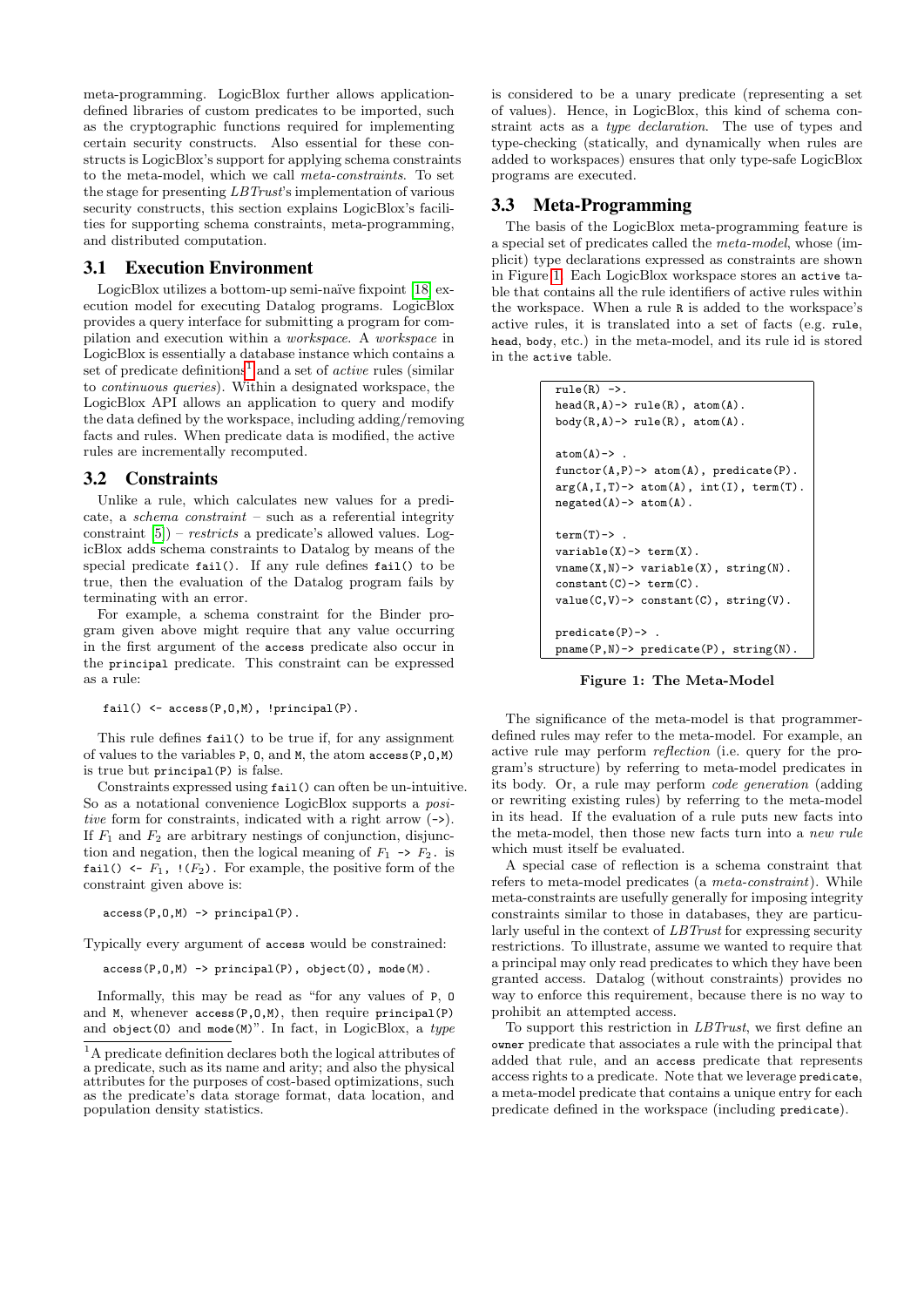meta-programming. LogicBlox further allows application-defined libraries of custom predicates to be imported, such as the cryptographic functions required for implementing certain security constructs. Also essential for these constructs is LogicBlox's support for applying schema constraints to the meta-model, which we call *meta-constraints*. To set the stage for presenting *LBTrust*'s implementation of various security constructs, this section explains LogicBlox's facilities for supporting schema constraints, meta-programming, and distributed computation.

## 3.1 Execution Environment

LogicBlox utilizes a bottom-up semi-naïve fixpoint [18] execution model for executing Datalog programs. LogicBlox provides a query interface for submitting a program for compilation and execution within a *workspace*. A *workspace* in LogicBlox is essentially a database instance which contains a set of predicate definitions[1] and a set of *active* rules (similar to *continuous queries*). Within a designated workspace, the LogicBlox API allows an application to query and modify the data defined by the workspace, including adding/removing facts and rules. When predicate data is modified, the active rules are incrementally recomputed.

## 3.2 Constraints

Unlike a rule, which calculates new values for a predicate, a *schema constraint* – such as a referential integrity constraint [5]) – *restricts* a predicate's allowed values. LogicBlox adds schema constraints to Datalog by means of the special predicate `fail()`. If any rule defines `fail()` to be true, then the evaluation of the Datalog program fails by terminating with an error.

For example, a schema constraint for the Binder program given above might require that any value occurring in the first argument of the `access` predicate also occur in the `principal` predicate. This constraint can be expressed as a rule:

```
fail() <- access(P,O,M), !principal(P).
```

This rule defines `fail()` to be true if, for any assignment of values to the variables `P`, `O`, and `M`, the atom `access(P,O,M)` is true but `principal(P)` is false.

Constraints expressed using `fail()` can often be un-intuitive. So as a notational convenience LogicBlox supports a *positive* form for constraints, indicated with a right arrow (`->`). If $F_1$ and $F_2$ are arbitrary nestings of conjunction, disjunction and negation, then the logical meaning of $F_1$ `->` $F_2$. is `fail() <-` $F_1$, `!(`$F_2$`)`. For example, the positive form of the constraint given above is:

```
access(P,O,M) -> principal(P).
```

Typically every argument of `access` would be constrained:

```
access(P,O,M) -> principal(P), object(O), mode(M).
```

Informally, this may be read as "for any values of `P`, `O` and `M`, whenever `access(P,O,M)`, then require `principal(P)` and `object(O)` and `mode(M)`". In fact, in LogicBlox, a *type* is considered to be a unary predicate (representing a set of values). Hence, in LogicBlox, this kind of schema constraint acts as a *type declaration*. The use of types and type-checking (statically, and dynamically when rules are added to workspaces) ensures that only type-safe LogicBlox programs are executed.

[1] A predicate definition declares both the logical attributes of a predicate, such as its name and arity; and also the physical attributes for the purposes of cost-based optimizations, such as the predicate's data storage format, data location, and population density statistics.

## 3.3 Meta-Programming

The basis of the LogicBlox meta-programming feature is a special set of predicates called the *meta-model*, whose (implicit) type declarations expressed as constraints are shown in Figure 1. Each LogicBlox workspace stores an `active` table that contains all the rule identifiers of active rules within the workspace. When a rule `R` is added to the workspace's active rules, it is translated into a set of facts (e.g. `rule`, `head`, `body`, etc.) in the meta-model, and its rule id is stored in the `active` table.

```
rule(R) ->.
head(R,A)-> rule(R), atom(A).
body(R,A)-> rule(R), atom(A).

atom(A)-> .
functor(A,P)-> atom(A), predicate(P).
arg(A,I,T)-> atom(A), int(I), term(T).
negated(A)-> atom(A).

term(T)-> .
variable(X)-> term(X).
vname(X,N)-> variable(X), string(N).
constant(C)-> term(C).
value(C,V)-> constant(C), string(V).

predicate(P)-> .
pname(P,N)-> predicate(P), string(N).
```

**Figure 1: The Meta-Model**

The significance of the meta-model is that programmer-defined rules may refer to the meta-model. For example, an active rule may perform *reflection* (i.e. query for the program's structure) by referring to meta-model predicates in its body. Or, a rule may perform *code generation* (adding or rewriting existing rules) by referring to the meta-model in its head. If the evaluation of a rule puts new facts into the meta-model, then those new facts turn into a *new rule* which must itself be evaluated.

A special case of reflection is a schema constraint that refers to meta-model predicates (a *meta-constraint*). While meta-constraints are usefully generally for imposing integrity constraints similar to those in databases, they are particularly useful in the context of *LBTrust* for expressing security restrictions. To illustrate, assume we wanted to require that a principal may only read predicates to which they have been granted access. Datalog (without constraints) provides no way to enforce this requirement, because there is no way to prohibit an attempted access.

To support this restriction in *LBTrust*, we first define an `owner` predicate that associates a rule with the principal that added that rule, and an `access` predicate that represents access rights to a predicate. Note that we leverage `predicate`, a meta-model predicate that contains a unique entry for each predicate defined in the workspace (including `predicate`).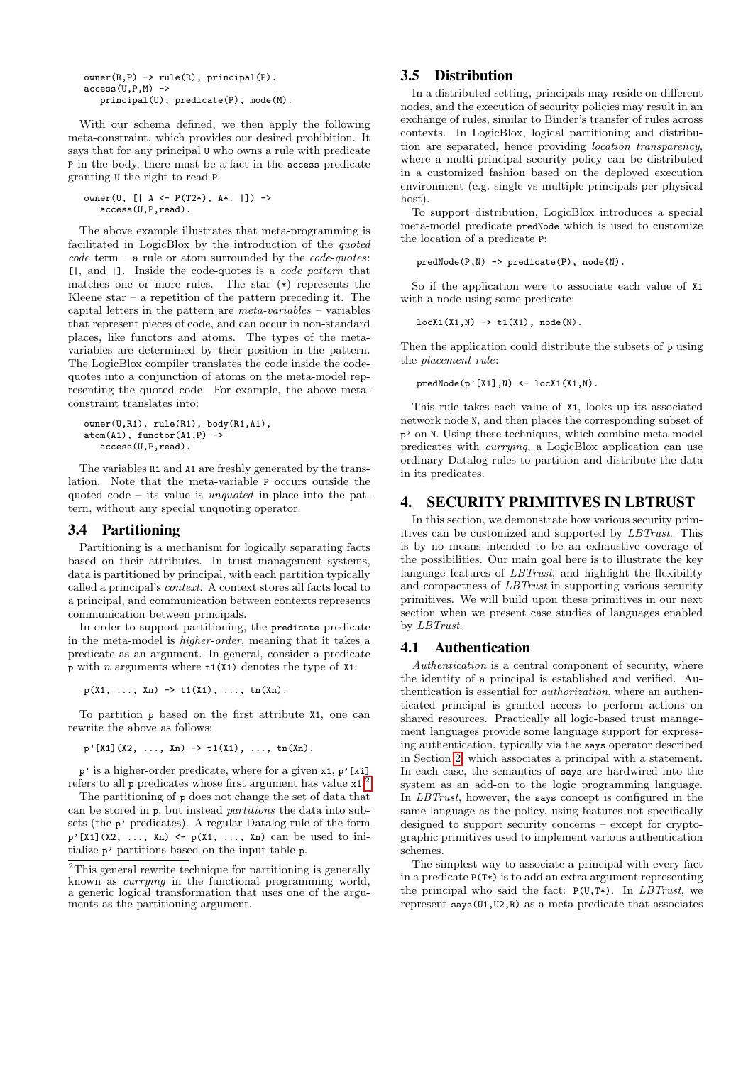```
owner(R,P) -> rule(R), principal(P).
access(U,P,M) ->
   principal(U), predicate(P), mode(M).
```

With our schema defined, we then apply the following meta-constraint, which provides our desired prohibition. It says that for any principal U who owns a rule with predicate P in the body, there must be a fact in the access predicate granting U the right to read P.

```
owner(U, [| A <- P(T2*), A*. |]) ->
   access(U,P,read).
```

The above example illustrates that meta-programming is facilitated in LogicBlox by the introduction of the *quoted code* term – a rule or atom surrounded by the *code-quotes*: [|, and |]. Inside the code-quotes is a *code pattern* that matches one or more rules. The star (*) represents the Kleene star – a repetition of the pattern preceding it. The capital letters in the pattern are *meta-variables* – variables that represent pieces of code, and can occur in non-standard places, like functors and atoms. The types of the meta-variables are determined by their position in the pattern. The LogicBlox compiler translates the code inside the code-quotes into a conjunction of atoms on the meta-model representing the quoted code. For example, the above meta-constraint translates into:

```
owner(U,R1), rule(R1), body(R1,A1),
atom(A1), functor(A1,P) ->
   access(U,P,read).
```

The variables R1 and A1 are freshly generated by the translation. Note that the meta-variable P occurs outside the quoted code – its value is *unquoted* in-place into the pattern, without any special unquoting operator.

## 3.4 Partitioning

Partitioning is a mechanism for logically separating facts based on their attributes. In trust management systems, data is partitioned by principal, with each partition typically called a principal's *context*. A context stores all facts local to a principal, and communication between contexts represents communication between principals.

In order to support partitioning, the predicate predicate in the meta-model is *higher-order*, meaning that it takes a predicate as an argument. In general, consider a predicate p with $n$ arguments where t1(X1) denotes the type of X1:

```
p(X1, ..., Xn) -> t1(X1), ..., tn(Xn).
```

To partition p based on the first attribute X1, one can rewrite the above as follows:

```
p'[X1](X2, ..., Xn) -> t1(X1), ..., tn(Xn).
```

p' is a higher-order predicate, where for a given x1, p'[xi] refers to all p predicates whose first argument has value x1.[2]

The partitioning of p does not change the set of data that can be stored in p, but instead *partitions* the data into subsets (the p' predicates). A regular Datalog rule of the form p'[X1](X2, ..., Xn) <- p(X1, ..., Xn) can be used to initialize p' partitions based on the input table p.

[2]This general rewrite technique for partitioning is generally known as *currying* in the functional programming world, a generic logical transformation that uses one of the arguments as the partitioning argument.

## 3.5 Distribution

In a distributed setting, principals may reside on different nodes, and the execution of security policies may result in an exchange of rules, similar to Binder's transfer of rules across contexts. In LogicBlox, logical partitioning and distribution are separated, hence providing *location transparency*, where a multi-principal security policy can be distributed in a customized fashion based on the deployed execution environment (e.g. single vs multiple principals per physical host).

To support distribution, LogicBlox introduces a special meta-model predicate predNode which is used to customize the location of a predicate P:

```
predNode(P,N) -> predicate(P), node(N).
```

So if the application were to associate each value of X1 with a node using some predicate:

```
locX1(X1,N) -> t1(X1), node(N).
```

Then the application could distribute the subsets of p using the *placement rule*:

```
predNode(p'[X1],N) <- locX1(X1,N).
```

This rule takes each value of X1, looks up its associated network node N, and then places the corresponding subset of p' on N. Using these techniques, which combine meta-model predicates with *currying*, a LogicBlox application can use ordinary Datalog rules to partition and distribute the data in its predicates.

# 4. SECURITY PRIMITIVES IN LBTRUST

In this section, we demonstrate how various security primitives can be customized and supported by *LBTrust*. This is by no means intended to be an exhaustive coverage of the possibilities. Our main goal here is to illustrate the key language features of *LBTrust*, and highlight the flexibility and compactness of *LBTrust* in supporting various security primitives. We will build upon these primitives in our next section when we present case studies of languages enabled by *LBTrust*.

## 4.1 Authentication

*Authentication* is a central component of security, where the identity of a principal is established and verified. Authentication is essential for *authorization*, where an authenticated principal is granted access to perform actions on shared resources. Practically all logic-based trust management languages provide some language support for expressing authentication, typically via the says operator described in Section 2, which associates a principal with a statement. In each case, the semantics of says are hardwired into the system as an add-on to the logic programming language. In *LBTrust*, however, the says concept is configured in the same language as the policy, using features not specifically designed to support security concerns – except for cryptographic primitives used to implement various authentication schemes.

The simplest way to associate a principal with every fact in a predicate P(T*) is to add an extra argument representing the principal who said the fact: P(U,T*). In *LBTrust*, we represent says(U1,U2,R) as a meta-predicate that associates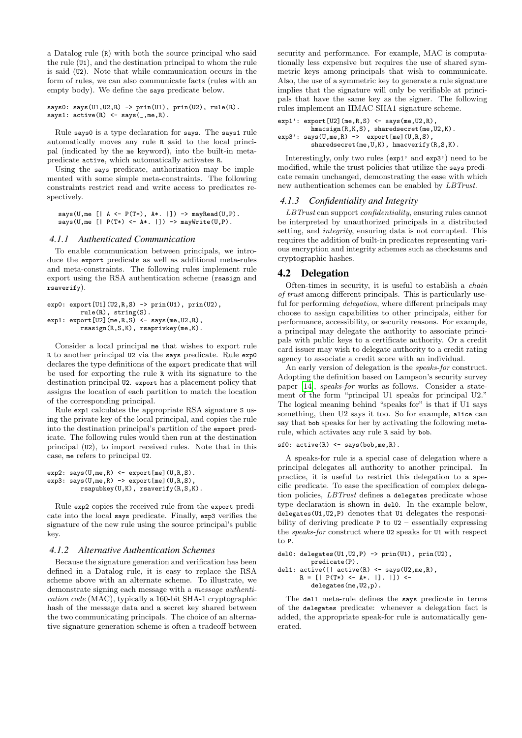a Datalog rule (R) with both the source principal who said the rule (U1), and the destination principal to whom the rule is said (U2). Note that while communication occurs in the form of rules, we can also communicate facts (rules with an empty body). We define the says predicate below.

```
says0: says(U1,U2,R) -> prin(U1), prin(U2), rule(R).
says1: active(R) <- says(_,me,R).
```

Rule says0 is a type declaration for says. The says1 rule automatically moves any rule R said to the local principal (indicated by the me keyword), into the built-in meta-predicate active, which automatically activates R.

Using the says predicate, authorization may be implemented with some simple meta-constraints. The following constraints restrict read and write access to predicates respectively.

```
says(U,me [| A <- P(T*), A*. |]) -> mayRead(U,P).
says(U,me [| P(T*) <- A*. |]) -> mayWrite(U,P).
```

#### 4.1.1 Authenticated Communication

To enable communication between principals, we introduce the export predicate as well as additional meta-rules and meta-constraints. The following rules implement rule export using the RSA authentication scheme (rsasign and rsaverify).

```
exp0: export[U1](U2,R,S) -> prin(U1), prin(U2),
        rule(R), string(S).
exp1: export[U2](me,R,S) <- says(me,U2,R),
        rsasign(R,S,K), rsaprivkey(me,K).
```

Consider a local principal me that wishes to export rule R to another principal U2 via the says predicate. Rule exp0 declares the type definitions of the export predicate that will be used for exporting the rule R with its signature to the destination principal U2. export has a placement policy that assigns the location of each partition to match the location of the corresponding principal.

Rule exp1 calculates the appropriate RSA signature S using the private key of the local principal, and copies the rule into the destination principal's partition of the export predicate. The following rules would then run at the destination principal (U2), to import received rules. Note that in this case, me refers to principal U2.

```
exp2: says(U,me,R) <- export[me](U,R,S).
exp3: says(U,me,R) -> export[me](U,R,S),
        rsapubkey(U,K), rsaverify(R,S,K).
```

Rule exp2 copies the received rule from the export predicate into the local says predicate. Finally, exp3 verifies the signature of the new rule using the source principal's public key.

#### 4.1.2 Alternative Authentication Schemes

Because the signature generation and verification has been defined in a Datalog rule, it is easy to replace the RSA scheme above with an alternate scheme. To illustrate, we demonstrate signing each message with a *message authentication code* (MAC), typically a 160-bit SHA-1 cryptographic hash of the message data and a secret key shared between the two communicating principals. The choice of an alternative signature generation scheme is often a tradeoff between security and performance. For example, MAC is computationally less expensive but requires the use of shared symmetric keys among principals that wish to communicate. Also, the use of a symmetric key to generate a rule signature implies that the signature will only be verifiable at principals that have the same key as the signer. The following rules implement an HMAC-SHA1 signature scheme.

```
exp1': export[U2](me,R,S) <- says(me,U2,R),
        hmacsign(R,K,S), sharedsecret(me,U2,K).
exp3': says(U,me,R) ->  export[me](U,R,S),
        sharedsecret(me,U,K), hmacverify(R,S,K).
```

Interestingly, only two rules (exp1' and exp3') need to be modified, while the trust policies that utilize the says predicate remain unchanged, demonstrating the ease with which new authentication schemes can be enabled by *LBTrust*.

#### 4.1.3 Confidentiality and Integrity

*LBTrust* can support *confidentiality*, ensuring rules cannot be interpreted by unauthorized principals in a distributed setting, and *integrity*, ensuring data is not corrupted. This requires the addition of built-in predicates representing various encryption and integrity schemes such as checksums and cryptographic hashes.

### 4.2 Delegation

Often-times in security, it is useful to establish a *chain of trust* among different principals. This is particularly useful for performing *delegation*, where different principals may choose to assign capabilities to other principals, either for performance, accessibility, or security reasons. For example, a principal may delegate the authority to associate principals with public keys to a certificate authority. Or a credit card issuer may wish to delegate authority to a credit rating agency to associate a credit score with an individual.

An early version of delegation is the *speaks-for* construct. Adopting the definition based on Lampson's security survey paper [14], *speaks-for* works as follows. Consider a statement of the form "principal U1 speaks for principal U2." The logical meaning behind "speaks for" is that if U1 says something, then U2 says it too. So for example, alice can say that bob speaks for her by activating the following meta-rule, which activates any rule R said by bob.

```
sf0: active(R) <- says(bob,me,R).
```

A speaks-for rule is a special case of delegation where a principal delegates all authority to another principal. In practice, it is useful to restrict this delegation to a specific predicate. To ease the specification of complex delegation policies, *LBTrust* defines a delegates predicate whose type declaration is shown in del0. In the example below, delegates(U1,U2,P) denotes that U1 delegates the responsibility of deriving predicate P to U2 – essentially expressing the *speaks-for* construct where U2 speaks for U1 with respect to P.

```
del0: delegates(U1,U2,P) -> prin(U1), prin(U2),
        predicate(P).
del1: active([| active(R) <- says(U2,me,R),
      R = [| P(T*) <- A*. |]. |]) <-
        delegates(me,U2,p).
```

The del1 meta-rule defines the says predicate in terms of the delegates predicate: whenever a delegation fact is added, the appropriate speak-for rule is automatically generated.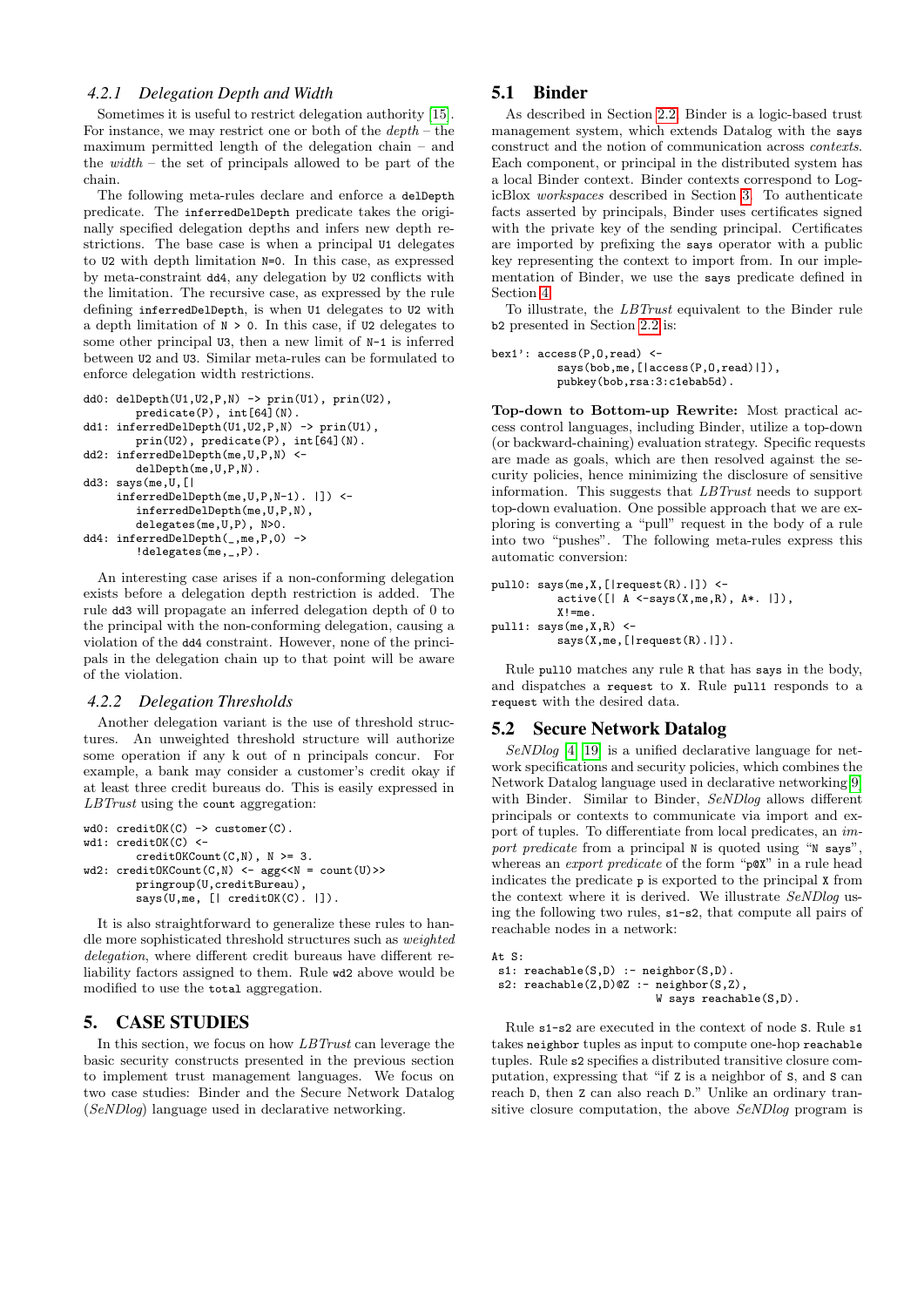### 4.2.1 Delegation Depth and Width

Sometimes it is useful to restrict delegation authority [15]. For instance, we may restrict one or both of the *depth* – the maximum permitted length of the delegation chain – and the *width* – the set of principals allowed to be part of the chain.

The following meta-rules declare and enforce a `delDepth` predicate. The `inferredDelDepth` predicate takes the originally specified delegation depths and infers new depth restrictions. The base case is when a principal `U1` delegates to `U2` with depth limitation `N=0`. In this case, as expressed by meta-constraint `dd4`, any delegation by `U2` conflicts with the limitation. The recursive case, as expressed by the rule defining `inferredDelDepth`, is when `U1` delegates to `U2` with a depth limitation of `N > 0`. In this case, if `U2` delegates to some other principal `U3`, then a new limit of `N-1` is inferred between `U2` and `U3`. Similar meta-rules can be formulated to enforce delegation width restrictions.

```
dd0: delDepth(U1,U2,P,N) -> prin(U1), prin(U2),
        predicate(P), int[64](N).
dd1: inferredDelDepth(U1,U2,P,N) -> prin(U1),
        prin(U2), predicate(P), int[64](N).
dd2: inferredDelDepth(me,U,P,N) <-
        delDepth(me,U,P,N).
dd3: says(me,U,[|
     inferredDelDepth(me,U,P,N-1). |]) <-
        inferredDelDepth(me,U,P,N),
        delegates(me,U,P), N>0.
dd4: inferredDelDepth(_,me,P,0) ->
        !delegates(me,_,P).
```

An interesting case arises if a non-conforming delegation exists before a delegation depth restriction is added. The rule `dd3` will propagate an inferred delegation depth of 0 to the principal with the non-conforming delegation, causing a violation of the `dd4` constraint. However, none of the principals in the delegation chain up to that point will be aware of the violation.

### 4.2.2 Delegation Thresholds

Another delegation variant is the use of threshold structures. An unweighted threshold structure will authorize some operation if any k out of n principals concur. For example, a bank may consider a customer's credit okay if at least three credit bureaus do. This is easily expressed in *LBTrust* using the `count` aggregation:

```
wd0: creditOK(C) -> customer(C).
wd1: creditOK(C) <-
        creditOKCount(C,N), N >= 3.
wd2: creditOKCount(C,N) <- agg<<N = count(U)>>
        pringroup(U,creditBureau),
        says(U,me, [| creditOK(C). |]).
```

It is also straightforward to generalize these rules to handle more sophisticated threshold structures such as *weighted delegation*, where different credit bureaus have different reliability factors assigned to them. Rule `wd2` above would be modified to use the `total` aggregation.

## 5. CASE STUDIES

In this section, we focus on how *LBTrust* can leverage the basic security constructs presented in the previous section to implement trust management languages. We focus on two case studies: Binder and the Secure Network Datalog (*SeNDlog*) language used in declarative networking.

## 5.1 Binder

As described in Section 2.2, Binder is a logic-based trust management system, which extends Datalog with the `says` construct and the notion of communication across *contexts*. Each component, or principal in the distributed system has a local Binder context. Binder contexts correspond to LogicBlox *workspaces* described in Section 3. To authenticate facts asserted by principals, Binder uses certificates signed with the private key of the sending principal. Certificates are imported by prefixing the `says` operator with a public key representing the context to import from. In our implementation of Binder, we use the `says` predicate defined in Section 4.

To illustrate, the *LBTrust* equivalent to the Binder rule `b2` presented in Section 2.2 is:

```
bex1': access(P,O,read) <-
         says(bob,me,[|access(P,O,read)|]),
         pubkey(bob,rsa:3:c1ebab5d).
```

**Top-down to Bottom-up Rewrite:** Most practical access control languages, including Binder, utilize a top-down (or backward-chaining) evaluation strategy. Specific requests are made as goals, which are then resolved against the security policies, hence minimizing the disclosure of sensitive information. This suggests that *LBTrust* needs to support top-down evaluation. One possible approach that we are exploring is converting a "pull" request in the body of a rule into two "pushes". The following meta-rules express this automatic conversion:

```
pull0: says(me,X,[|request(R).|]) <-
         active([| A <-says(X,me,R), A*. |]),
         X!=me.
pull1: says(me,X,R) <-
         says(X,me,[|request(R).|]).
```

Rule `pull0` matches any rule `R` that has `says` in the body, and dispatches a `request` to `X`. Rule `pull1` responds to a `request` with the desired data.

## 5.2 Secure Network Datalog

*SeNDlog* [4, 19] is a unified declarative language for network specifications and security policies, which combines the Network Datalog language used in declarative networking [9] with Binder. Similar to Binder, *SeNDlog* allows different principals or contexts to communicate via import and export of tuples. To differentiate from local predicates, an *import predicate* from a principal `N` is quoted using "`N says`", whereas an *export predicate* of the form "`p@X`" in a rule head indicates the predicate `p` is exported to the principal `X` from the context where it is derived. We illustrate *SeNDlog* using the following two rules, `s1-s2`, that compute all pairs of reachable nodes in a network:

```
At S:
 s1: reachable(S,D) :- neighbor(S,D).
 s2: reachable(Z,D)@Z :- neighbor(S,Z),
                          W says reachable(S,D).
```

Rule `s1-s2` are executed in the context of node `S`. Rule `s1` takes `neighbor` tuples as input to compute one-hop `reachable` tuples. Rule `s2` specifies a distributed transitive closure computation, expressing that "if `Z` is a neighbor of `S`, and `S` can reach `D`, then `Z` can also reach `D`." Unlike an ordinary transitive closure computation, the above *SeNDlog* program is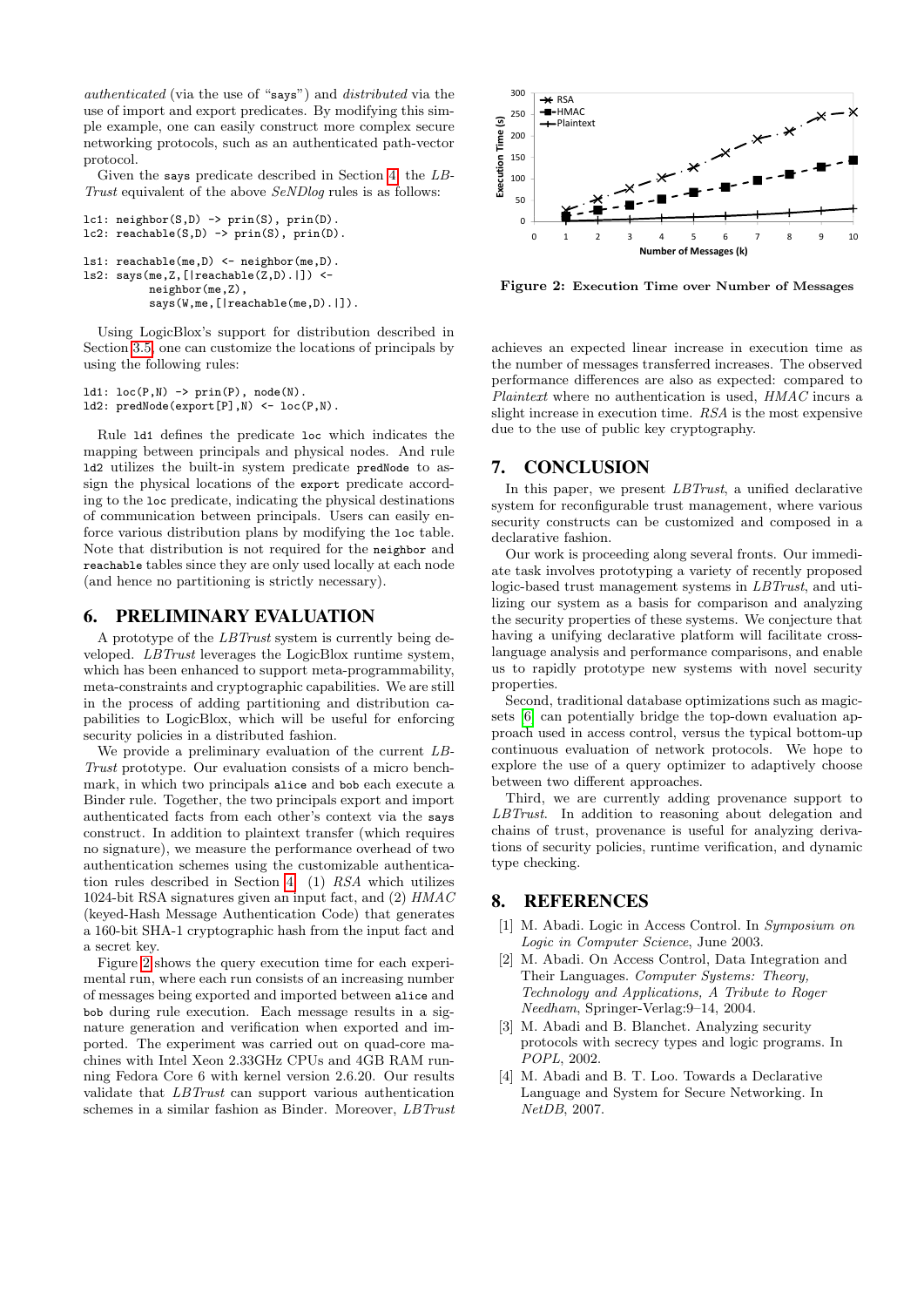*authenticated* (via the use of "says") and *distributed* via the use of import and export predicates. By modifying this simple example, one can easily construct more complex secure networking protocols, such as an authenticated path-vector protocol.

Given the says predicate described in Section 4, the *LBTrust* equivalent of the above *SeNDlog* rules is as follows:

```
lc1: neighbor(S,D) -> prin(S), prin(D).
lc2: reachable(S,D) -> prin(S), prin(D).

ls1: reachable(me,D) <- neighbor(me,D).
ls2: says(me,Z,[|reachable(Z,D).|]) <-
         neighbor(me,Z),
         says(W,me,[|reachable(me,D).|]).
```

Using LogicBlox's support for distribution described in Section 3.5, one can customize the locations of principals by using the following rules:

```
ld1: loc(P,N) -> prin(P), node(N).
ld2: predNode(export[P],N) <- loc(P,N).
```

Rule ld1 defines the predicate loc which indicates the mapping between principals and physical nodes. And rule ld2 utilizes the built-in system predicate predNode to assign the physical locations of the export predicate according to the loc predicate, indicating the physical destinations of communication between principals. Users can easily enforce various distribution plans by modifying the loc table. Note that distribution is not required for the neighbor and reachable tables since they are only used locally at each node (and hence no partitioning is strictly necessary).

## 6. PRELIMINARY EVALUATION

A prototype of the *LBTrust* system is currently being developed. *LBTrust* leverages the LogicBlox runtime system, which has been enhanced to support meta-programmability, meta-constraints and cryptographic capabilities. We are still in the process of adding partitioning and distribution capabilities to LogicBlox, which will be useful for enforcing security policies in a distributed fashion.

We provide a preliminary evaluation of the current *LBTrust* prototype. Our evaluation consists of a micro benchmark, in which two principals alice and bob each execute a Binder rule. Together, the two principals export and import authenticated facts from each other's context via the says construct. In addition to plaintext transfer (which requires no signature), we measure the performance overhead of two authentication schemes using the customizable authentication rules described in Section 4: (1) *RSA* which utilizes 1024-bit RSA signatures given an input fact, and (2) *HMAC* (keyed-Hash Message Authentication Code) that generates a 160-bit SHA-1 cryptographic hash from the input fact and a secret key.

Figure 2 shows the query execution time for each experimental run, where each run consists of an increasing number of messages being exported and imported between alice and bob during rule execution. Each message results in a signature generation and verification when exported and imported. The experiment was carried out on quad-core machines with Intel Xeon 2.33GHz CPUs and 4GB RAM running Fedora Core 6 with kernel version 2.6.20. Our results validate that *LBTrust* can support various authentication schemes in a similar fashion as Binder. Moreover, *LBTrust* achieves an expected linear increase in execution time as the number of messages transferred increases. The observed performance differences are also as expected: compared to *Plaintext* where no authentication is used, *HMAC* incurs a slight increase in execution time. *RSA* is the most expensive due to the use of public key cryptography.

**Figure 2: Execution Time over Number of Messages**

## 7. CONCLUSION

In this paper, we present *LBTrust*, a unified declarative system for reconfigurable trust management, where various security constructs can be customized and composed in a declarative fashion.

Our work is proceeding along several fronts. Our immediate task involves prototyping a variety of recently proposed logic-based trust management systems in *LBTrust*, and utilizing our system as a basis for comparison and analyzing the security properties of these systems. We conjecture that having a unifying declarative platform will facilitate cross-language analysis and performance comparisons, and enable us to rapidly prototype new systems with novel security properties.

Second, traditional database optimizations such as magic-sets [6] can potentially bridge the top-down evaluation approach used in access control, versus the typical bottom-up continuous evaluation of network protocols. We hope to explore the use of a query optimizer to adaptively choose between two different approaches.

Third, we are currently adding provenance support to *LBTrust*. In addition to reasoning about delegation and chains of trust, provenance is useful for analyzing derivations of security policies, runtime verification, and dynamic type checking.

## 8. REFERENCES

[1] M. Abadi. Logic in Access Control. In *Symposium on Logic in Computer Science*, June 2003.

[2] M. Abadi. On Access Control, Data Integration and Their Languages. *Computer Systems: Theory, Technology and Applications, A Tribute to Roger Needham*, Springer-Verlag:9–14, 2004.

[3] M. Abadi and B. Blanchet. Analyzing security protocols with secrecy types and logic programs. In *POPL*, 2002.

[4] M. Abadi and B. T. Loo. Towards a Declarative Language and System for Secure Networking. In *NetDB*, 2007.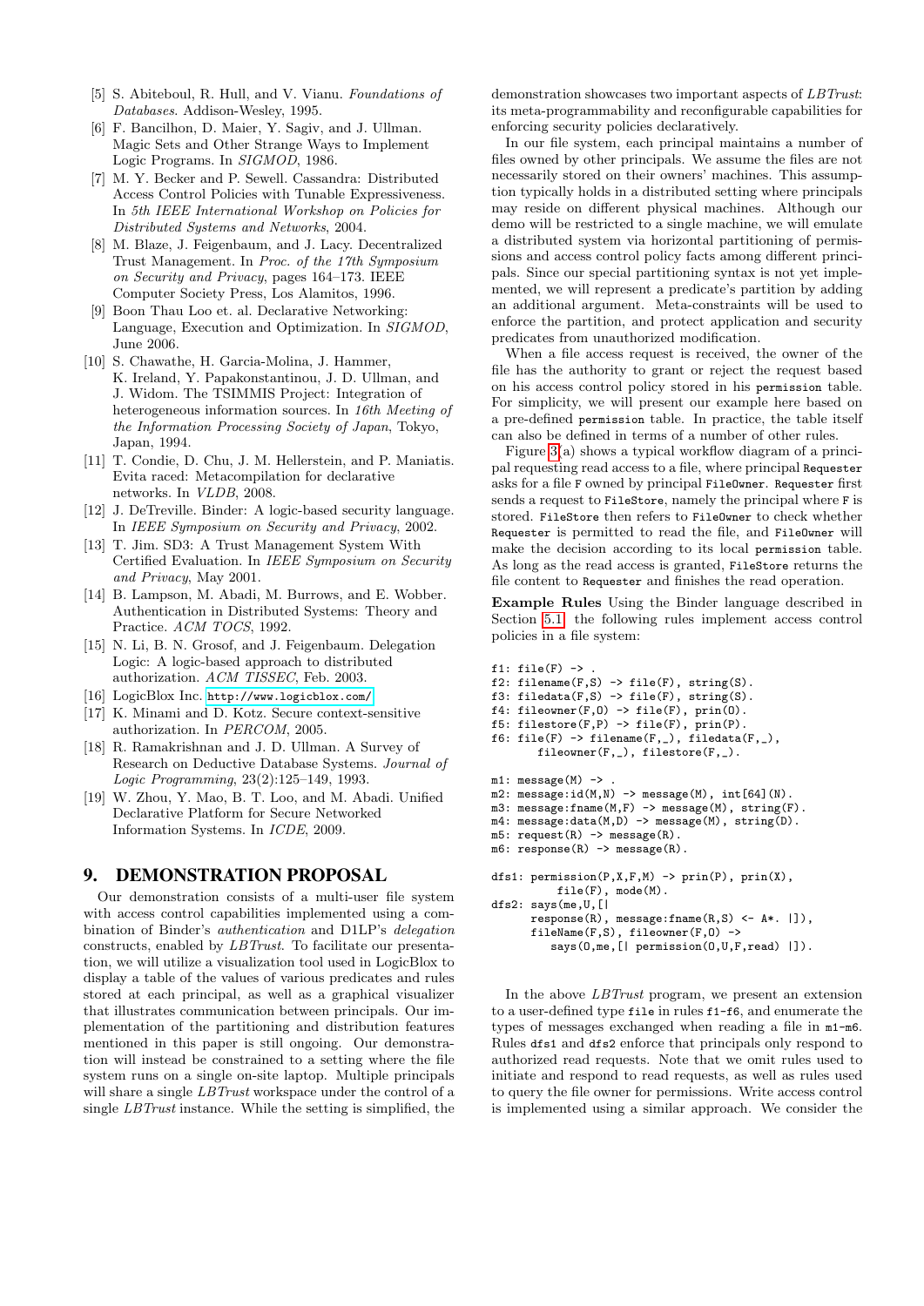[5] S. Abiteboul, R. Hull, and V. Vianu. *Foundations of Databases*. Addison-Wesley, 1995.

[6] F. Bancilhon, D. Maier, Y. Sagiv, and J. Ullman. Magic Sets and Other Strange Ways to Implement Logic Programs. In *SIGMOD*, 1986.

[7] M. Y. Becker and P. Sewell. Cassandra: Distributed Access Control Policies with Tunable Expressiveness. In *5th IEEE International Workshop on Policies for Distributed Systems and Networks*, 2004.

[8] M. Blaze, J. Feigenbaum, and J. Lacy. Decentralized Trust Management. In *Proc. of the 17th Symposium on Security and Privacy*, pages 164–173. IEEE Computer Society Press, Los Alamitos, 1996.

[9] Boon Thau Loo et. al. Declarative Networking: Language, Execution and Optimization. In *SIGMOD*, June 2006.

[10] S. Chawathe, H. Garcia-Molina, J. Hammer, K. Ireland, Y. Papakonstantinou, J. D. Ullman, and J. Widom. The TSIMMIS Project: Integration of heterogeneous information sources. In *16th Meeting of the Information Processing Society of Japan*, Tokyo, Japan, 1994.

[11] T. Condie, D. Chu, J. M. Hellerstein, and P. Maniatis. Evita raced: Metacompilation for declarative networks. In *VLDB*, 2008.

[12] J. DeTreville. Binder: A logic-based security language. In *IEEE Symposium on Security and Privacy*, 2002.

[13] T. Jim. SD3: A Trust Management System With Certified Evaluation. In *IEEE Symposium on Security and Privacy*, May 2001.

[14] B. Lampson, M. Abadi, M. Burrows, and E. Wobber. Authentication in Distributed Systems: Theory and Practice. *ACM TOCS*, 1992.

[15] N. Li, B. N. Grosof, and J. Feigenbaum. Delegation Logic: A logic-based approach to distributed authorization. *ACM TISSEC*, Feb. 2003.

[16] LogicBlox Inc. http://www.logicblox.com/.

[17] K. Minami and D. Kotz. Secure context-sensitive authorization. In *PERCOM*, 2005.

[18] R. Ramakrishnan and J. D. Ullman. A Survey of Research on Deductive Database Systems. *Journal of Logic Programming*, 23(2):125–149, 1993.

[19] W. Zhou, Y. Mao, B. T. Loo, and M. Abadi. Unified Declarative Platform for Secure Networked Information Systems. In *ICDE*, 2009.

# 9. DEMONSTRATION PROPOSAL

Our demonstration consists of a multi-user file system with access control capabilities implemented using a combination of Binder's *authentication* and D1LP's *delegation* constructs, enabled by *LBTrust*. To facilitate our presentation, we will utilize a visualization tool used in LogicBlox to display a table of the values of various predicates and rules stored at each principal, as well as a graphical visualizer that illustrates communication between principals. Our implementation of the partitioning and distribution features mentioned in this paper is still ongoing. Our demonstration will instead be constrained to a setting where the file system runs on a single on-site laptop. Multiple principals will share a single *LBTrust* workspace under the control of a single *LBTrust* instance. While the setting is simplified, the demonstration showcases two important aspects of *LBTrust*: its meta-programmability and reconfigurable capabilities for enforcing security policies declaratively.

In our file system, each principal maintains a number of files owned by other principals. We assume the files are not necessarily stored on their owners' machines. This assumption typically holds in a distributed setting where principals may reside on different physical machines. Although our demo will be restricted to a single machine, we will emulate a distributed system via horizontal partitioning of permissions and access control policy facts among different principals. Since our special partitioning syntax is not yet implemented, we will represent a predicate's partition by adding an additional argument. Meta-constraints will be used to enforce the partition, and protect application and security predicates from unauthorized modification.

When a file access request is received, the owner of the file has the authority to grant or reject the request based on his access control policy stored in his `permission` table. For simplicity, we will present our example here based on a pre-defined `permission` table. In practice, the table itself can also be defined in terms of a number of other rules.

Figure 3(a) shows a typical workflow diagram of a principal requesting read access to a file, where principal `Requester` asks for a file `F` owned by principal `FileOwner`. `Requester` first sends a request to `FileStore`, namely the principal where `F` is stored. `FileStore` then refers to `FileOwner` to check whether `Requester` is permitted to read the file, and `FileOwner` will make the decision according to its local `permission` table. As long as the read access is granted, `FileStore` returns the file content to `Requester` and finishes the read operation.

**Example Rules** Using the Binder language described in Section 5.1, the following rules implement access control policies in a file system:

```
f1: file(F) -> .
f2: filename(F,S) -> file(F), string(S).
f3: filedata(F,S) -> file(F), string(S).
f4: fileowner(F,O) -> file(F), prin(O).
f5: filestore(F,P) -> file(F), prin(P).
f6: file(F) -> filename(F,_), filedata(F,_),
      fileowner(F,_), filestore(F,_).

m1: message(M) -> .
m2: message:id(M,N) -> message(M), int[64](N).
m3: message:fname(M,F) -> message(M), string(F).
m4: message:data(M,D) -> message(M), string(D).
m5: request(R) -> message(R).
m6: response(R) -> message(R).

dfs1: permission(P,X,F,M) -> prin(P), prin(X),
        file(F), mode(M).
dfs2: says(me,U,[|
      response(R), message:fname(R,S) <- A*. |]),
      fileName(F,S), fileowner(F,O) ->
         says(O,me,[| permission(O,U,F,read) |]).
```

In the above *LBTrust* program, we present an extension to a user-defined type `file` in rules `f1`-`f6`, and enumerate the types of messages exchanged when reading a file in `m1`-`m6`. Rules `dfs1` and `dfs2` enforce that principals only respond to authorized read requests. Note that we omit rules used to initiate and respond to read requests, as well as rules used to query the file owner for permissions. Write access control is implemented using a similar approach. We consider the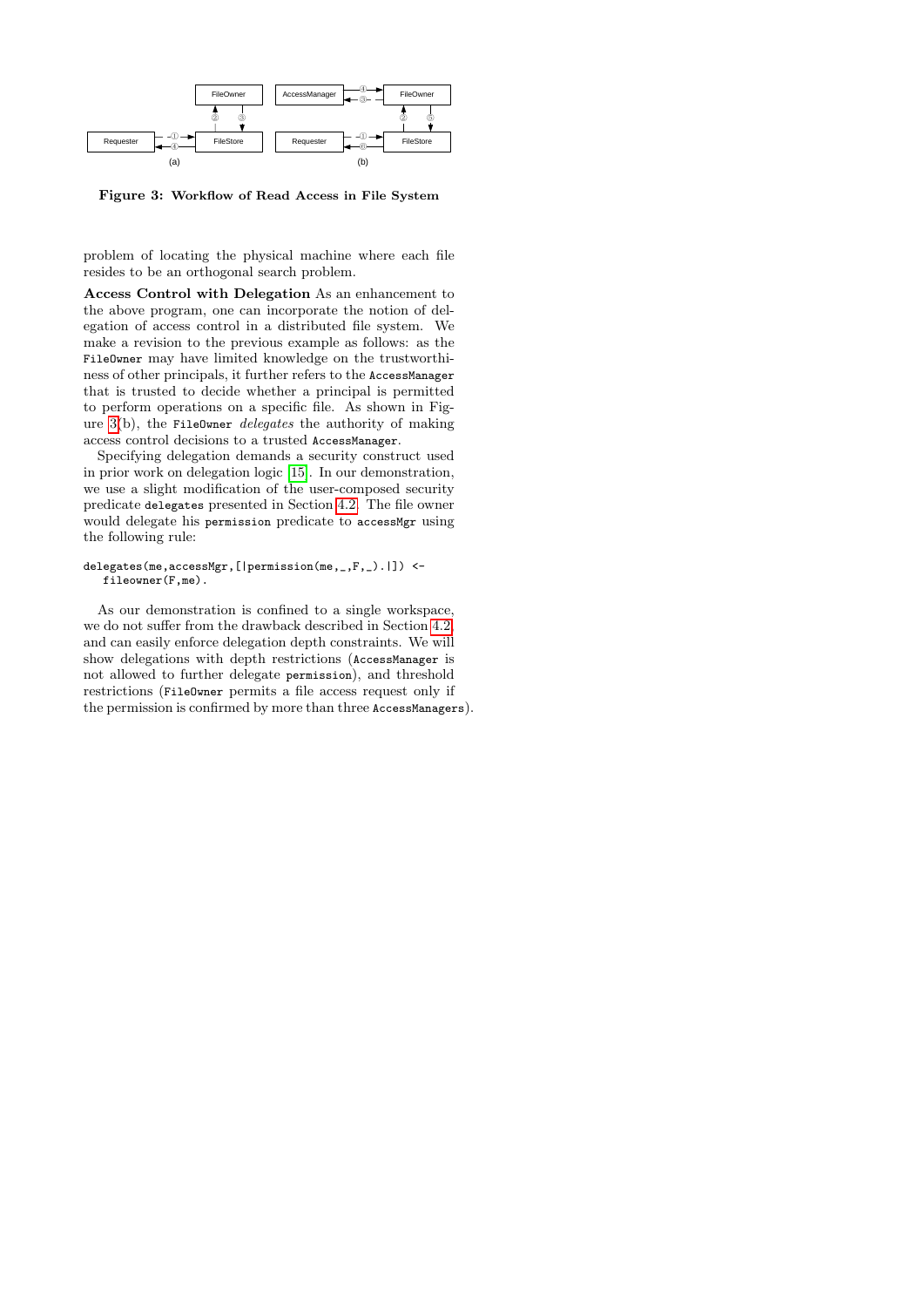FileOwner

Requester

FileStore

①

④

②

③

(a)

AccessManager

FileOwner

Requester

FileStore

④

③

①

⑥

②

⑤

(b)

**Figure 3: Workflow of Read Access in File System**

problem of locating the physical machine where each file resides to be an orthogonal search problem.

**Access Control with Delegation** As an enhancement to the above program, one can incorporate the notion of delegation of access control in a distributed file system. We make a revision to the previous example as follows: as the `FileOwner` may have limited knowledge on the trustworthiness of other principals, it further refers to the `AccessManager` that is trusted to decide whether a principal is permitted to perform operations on a specific file. As shown in Figure 3(b), the `FileOwner` *delegates* the authority of making access control decisions to a trusted `AccessManager`.

Specifying delegation demands a security construct used in prior work on delegation logic [15]. In our demonstration, we use a slight modification of the user-composed security predicate `delegates` presented in Section 4.2. The file owner would delegate his `permission` predicate to `accessMgr` using the following rule:

```
delegates(me,accessMgr,[|permission(me,_,F,_).|]) <-
   fileowner(F,me).
```

As our demonstration is confined to a single workspace, we do not suffer from the drawback described in Section 4.2, and can easily enforce delegation depth constraints. We will show delegations with depth restrictions (`AccessManager` is not allowed to further delegate `permission`), and threshold restrictions (`FileOwner` permits a file access request only if the permission is confirmed by more than three `AccessManagers`).